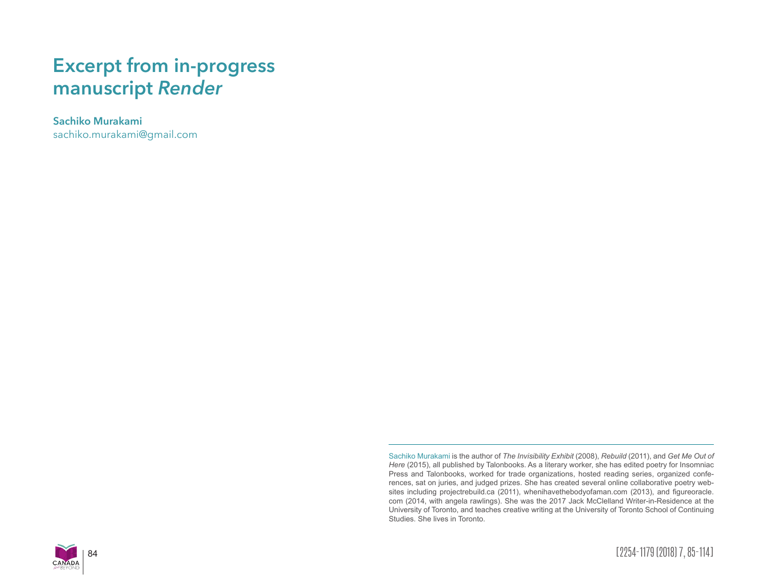# Excerpt from in-progress manuscript *Render*

**Sachiko Murakami**
sachiko.murakami@gmail.com

Sachiko Murakami is the author of *The Invisibility Exhibit* (2008), *Rebuild* (2011), and *Get Me Out of Here* (2015), all published by Talonbooks. As a literary worker, she has edited poetry for Insomniac Press and Talonbooks, worked for trade organizations, hosted reading series, organized conferences, sat on juries, and judged prizes. She has created several online collaborative poetry websites including projectrebuild.ca (2011), whenihavethebodyofaman.com (2013), and figureoracle.com (2014, with angela rawlings). She was the 2017 Jack McClelland Writer-in-Residence at the University of Toronto, and teaches creative writing at the University of Toronto School of Continuing Studies. She lives in Toronto.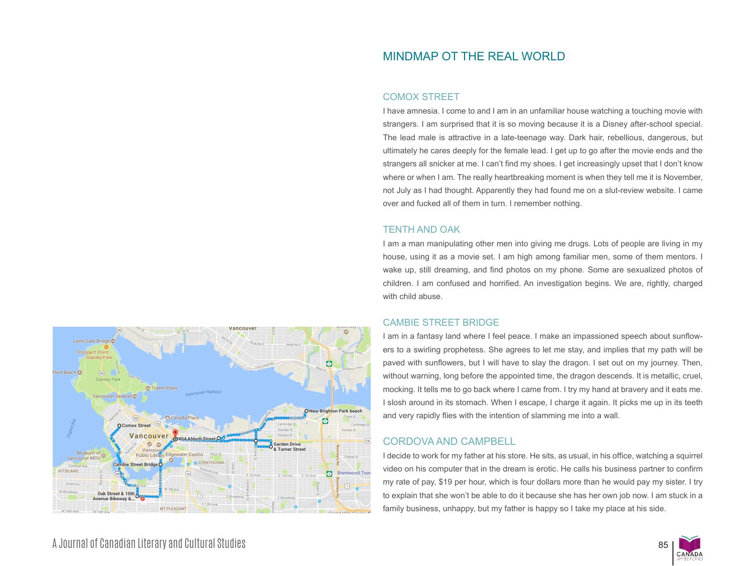## MINDMAP OT THE REAL WORLD

### COMOX STREET

I have amnesia. I come to and I am in an unfamiliar house watching a touching movie with strangers. I am surprised that it is so moving because it is a Disney after-school special. The lead male is attractive in a late-teenage way. Dark hair, rebellious, dangerous, but ultimately he cares deeply for the female lead. I get up to go after the movie ends and the strangers all snicker at me. I can't find my shoes. I get increasingly upset that I don't know where or when I am. The really heartbreaking moment is when they tell me it is November, not July as I had thought. Apparently they had found me on a slut-review website. I came over and fucked all of them in turn. I remember nothing.

### TENTH AND OAK

I am a man manipulating other men into giving me drugs. Lots of people are living in my house, using it as a movie set. I am high among familiar men, some of them mentors. I wake up, still dreaming, and find photos on my phone. Some are sexualized photos of children. I am confused and horrified. An investigation begins. We are, rightly, charged with child abuse.

### CAMBIE STREET BRIDGE

I am in a fantasy land where I feel peace. I make an impassioned speech about sunflowers to a swirling prophetess. She agrees to let me stay, and implies that my path will be paved with sunflowers, but I will have to slay the dragon. I set out on my journey. Then, without warning, long before the appointed time, the dragon descends. It is metallic, cruel, mocking. It tells me to go back where I came from. I try my hand at bravery and it eats me. I slosh around in its stomach. When I escape, I charge it again. It picks me up in its teeth and very rapidly flies with the intention of slamming me into a wall.

### CORDOVA AND CAMPBELL

I decide to work for my father at his store. He sits, as usual, in his office, watching a squirrel video on his computer that in the dream is erotic. He calls his business partner to confirm my rate of pay, $19 per hour, which is four dollars more than he would pay my sister. I try to explain that she won't be able to do it because she has her own job now. I am stuck in a family business, unhappy, but my father is happy so I take my place at his side.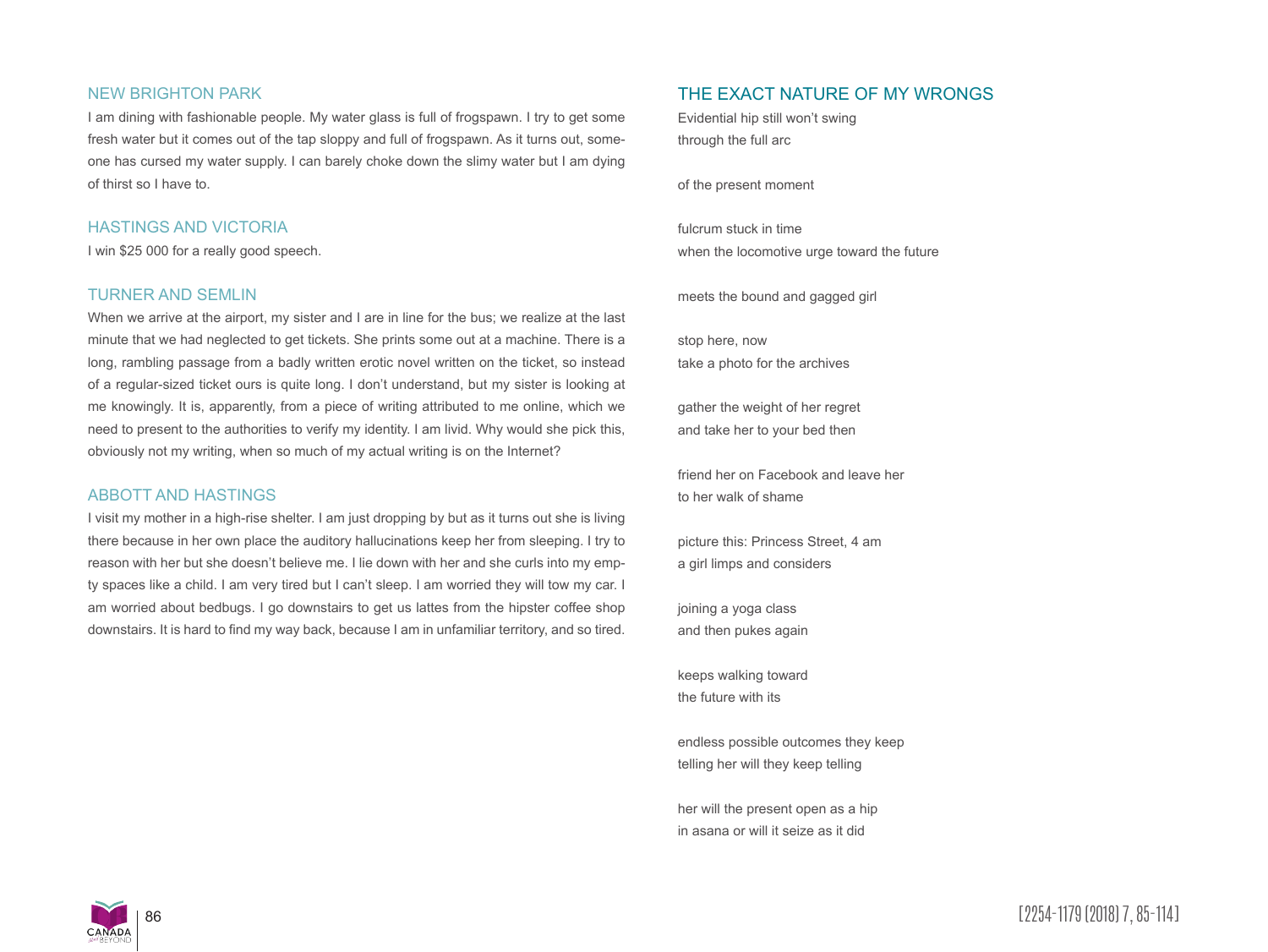### NEW BRIGHTON PARK

I am dining with fashionable people. My water glass is full of frogspawn. I try to get some fresh water but it comes out of the tap sloppy and full of frogspawn. As it turns out, someone has cursed my water supply. I can barely choke down the slimy water but I am dying of thirst so I have to.

### HASTINGS AND VICTORIA

I win $25 000 for a really good speech.

### TURNER AND SEMLIN

When we arrive at the airport, my sister and I are in line for the bus; we realize at the last minute that we had neglected to get tickets. She prints some out at a machine. There is a long, rambling passage from a badly written erotic novel written on the ticket, so instead of a regular-sized ticket ours is quite long. I don't understand, but my sister is looking at me knowingly. It is, apparently, from a piece of writing attributed to me online, which we need to present to the authorities to verify my identity. I am livid. Why would she pick this, obviously not my writing, when so much of my actual writing is on the Internet?

### ABBOTT AND HASTINGS

I visit my mother in a high-rise shelter. I am just dropping by but as it turns out she is living there because in her own place the auditory hallucinations keep her from sleeping. I try to reason with her but she doesn't believe me. I lie down with her and she curls into my empty spaces like a child. I am very tired but I can't sleep. I am worried they will tow my car. I am worried about bedbugs. I go downstairs to get us lattes from the hipster coffee shop downstairs. It is hard to find my way back, because I am in unfamiliar territory, and so tired.

## THE EXACT NATURE OF MY WRONGS

Evidential hip still won't swing
through the full arc

of the present moment

fulcrum stuck in time
when the locomotive urge toward the future

meets the bound and gagged girl

stop here, now
take a photo for the archives

gather the weight of her regret
and take her to your bed then

friend her on Facebook and leave her
to her walk of shame

picture this: Princess Street, 4 am
a girl limps and considers

joining a yoga class
and then pukes again

keeps walking toward
the future with its

endless possible outcomes they keep
telling her will they keep telling

her will the present open as a hip
in asana or will it seize as it did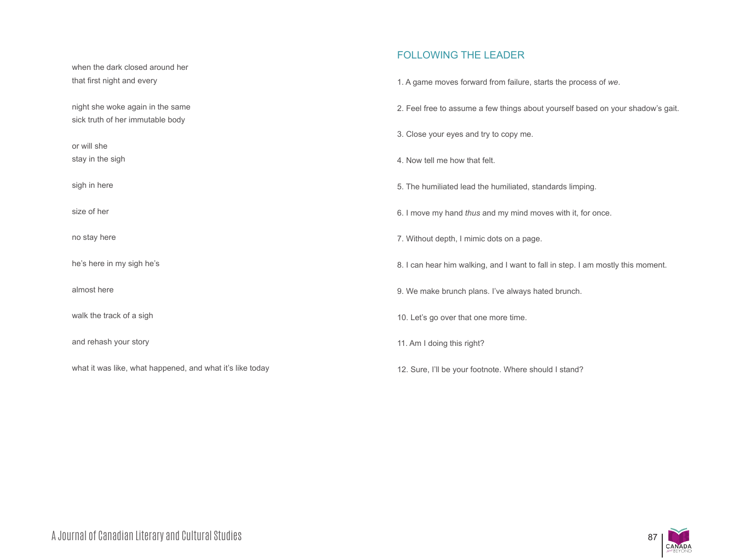when the dark closed around her
that first night and every

night she woke again in the same
sick truth of her immutable body

or will she
stay in the sigh

sigh in here

size of her

no stay here

he's here in my sigh he's

almost here

walk the track of a sigh

and rehash your story

what it was like, what happened, and what it's like today

## FOLLOWING THE LEADER

1. A game moves forward from failure, starts the process of *we*.

2. Feel free to assume a few things about yourself based on your shadow's gait.

3. Close your eyes and try to copy me.

4. Now tell me how that felt.

5. The humiliated lead the humiliated, standards limping.

6. I move my hand *thus* and my mind moves with it, for once.

7. Without depth, I mimic dots on a page.

8. I can hear him walking, and I want to fall in step. I am mostly this moment.

9. We make brunch plans. I've always hated brunch.

10. Let's go over that one more time.

11. Am I doing this right?

12. Sure, I'll be your footnote. Where should I stand?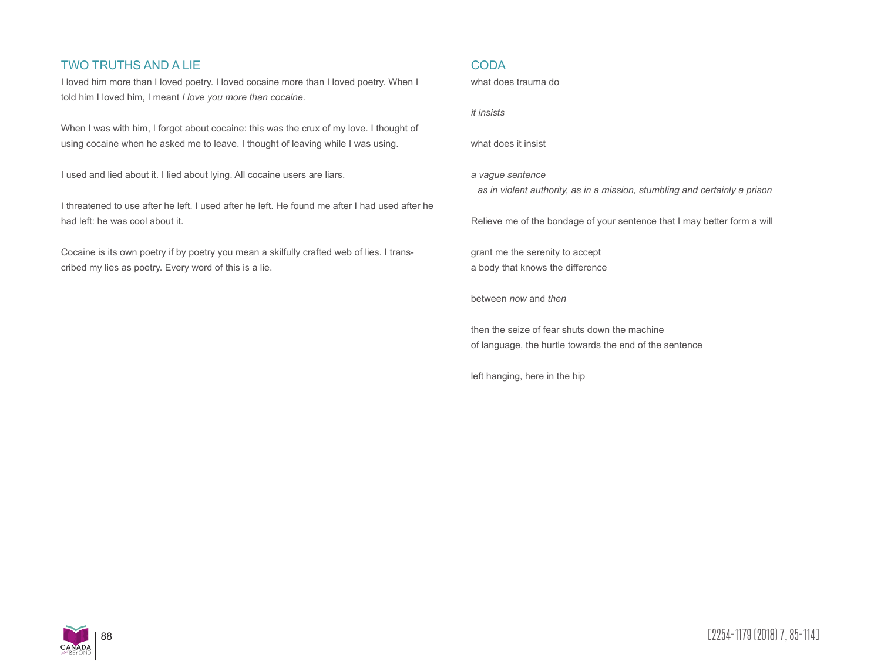## TWO TRUTHS AND A LIE

I loved him more than I loved poetry. I loved cocaine more than I loved poetry. When I told him I loved him, I meant *I love you more than cocaine.*

When I was with him, I forgot about cocaine: this was the crux of my love. I thought of using cocaine when he asked me to leave. I thought of leaving while I was using.

I used and lied about it. I lied about lying. All cocaine users are liars.

I threatened to use after he left. I used after he left. He found me after I had used after he had left: he was cool about it.

Cocaine is its own poetry if by poetry you mean a skilfully crafted web of lies. I transcribed my lies as poetry. Every word of this is a lie.

## CODA

what does trauma do

*it insists*

what does it insist

*a vague sentence*
  *as in violent authority, as in a mission, stumbling and certainly a prison*

Relieve me of the bondage of your sentence that I may better form a will

grant me the serenity to accept
a body that knows the difference

between *now* and *then*

then the seize of fear shuts down the machine
of language, the hurtle towards the end of the sentence

left hanging, here in the hip